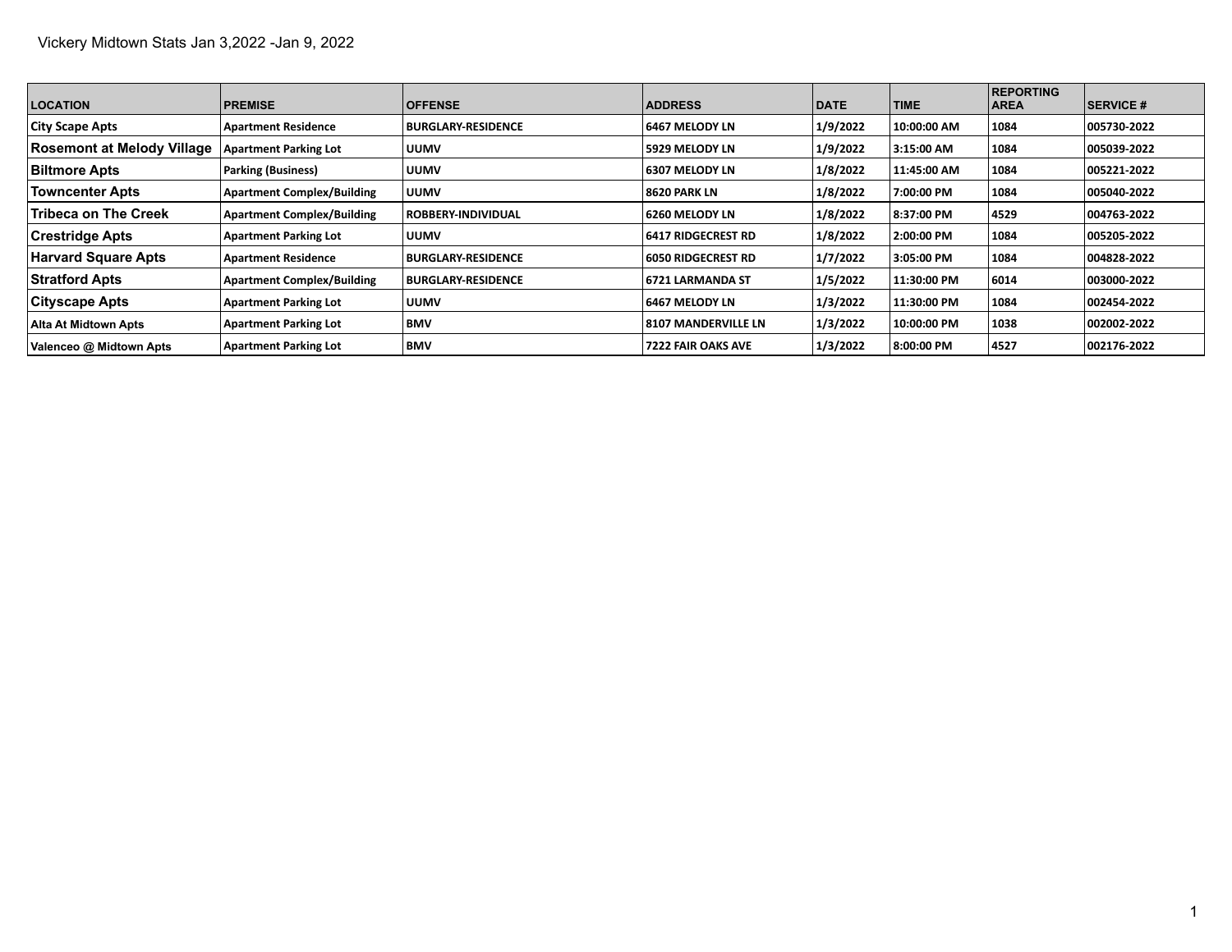Vickery Midtown Stats Jan 3,2022 -Jan 9, 2022

| LOCATION | PREMISE | OFFENSE | ADDRESS | DATE | TIME | REPORTING AREA | SERVICE # |
|---|---|---|---|---|---|---|---|
| City Scape Apts | Apartment Residence | BURGLARY-RESIDENCE | 6467 MELODY LN | 1/9/2022 | 10:00:00 AM | 1084 | 005730-2022 |
| Rosemont at Melody Village | Apartment Parking Lot | UUMV | 5929 MELODY LN | 1/9/2022 | 3:15:00 AM | 1084 | 005039-2022 |
| Biltmore Apts | Parking (Business) | UUMV | 6307 MELODY LN | 1/8/2022 | 11:45:00 AM | 1084 | 005221-2022 |
| Towncenter Apts | Apartment Complex/Building | UUMV | 8620 PARK LN | 1/8/2022 | 7:00:00 PM | 1084 | 005040-2022 |
| Tribeca on The Creek | Apartment Complex/Building | ROBBERY-INDIVIDUAL | 6260 MELODY LN | 1/8/2022 | 8:37:00 PM | 4529 | 004763-2022 |
| Crestridge Apts | Apartment Parking Lot | UUMV | 6417 RIDGECREST RD | 1/8/2022 | 2:00:00 PM | 1084 | 005205-2022 |
| Harvard Square Apts | Apartment Residence | BURGLARY-RESIDENCE | 6050 RIDGECREST RD | 1/7/2022 | 3:05:00 PM | 1084 | 004828-2022 |
| Stratford Apts | Apartment Complex/Building | BURGLARY-RESIDENCE | 6721 LARMANDA ST | 1/5/2022 | 11:30:00 PM | 6014 | 003000-2022 |
| Cityscape Apts | Apartment Parking Lot | UUMV | 6467 MELODY LN | 1/3/2022 | 11:30:00 PM | 1084 | 002454-2022 |
| Alta At Midtown Apts | Apartment Parking Lot | BMV | 8107 MANDERVILLE LN | 1/3/2022 | 10:00:00 PM | 1038 | 002002-2022 |
| Valenceo @ Midtown Apts | Apartment Parking Lot | BMV | 7222 FAIR OAKS AVE | 1/3/2022 | 8:00:00 PM | 4527 | 002176-2022 |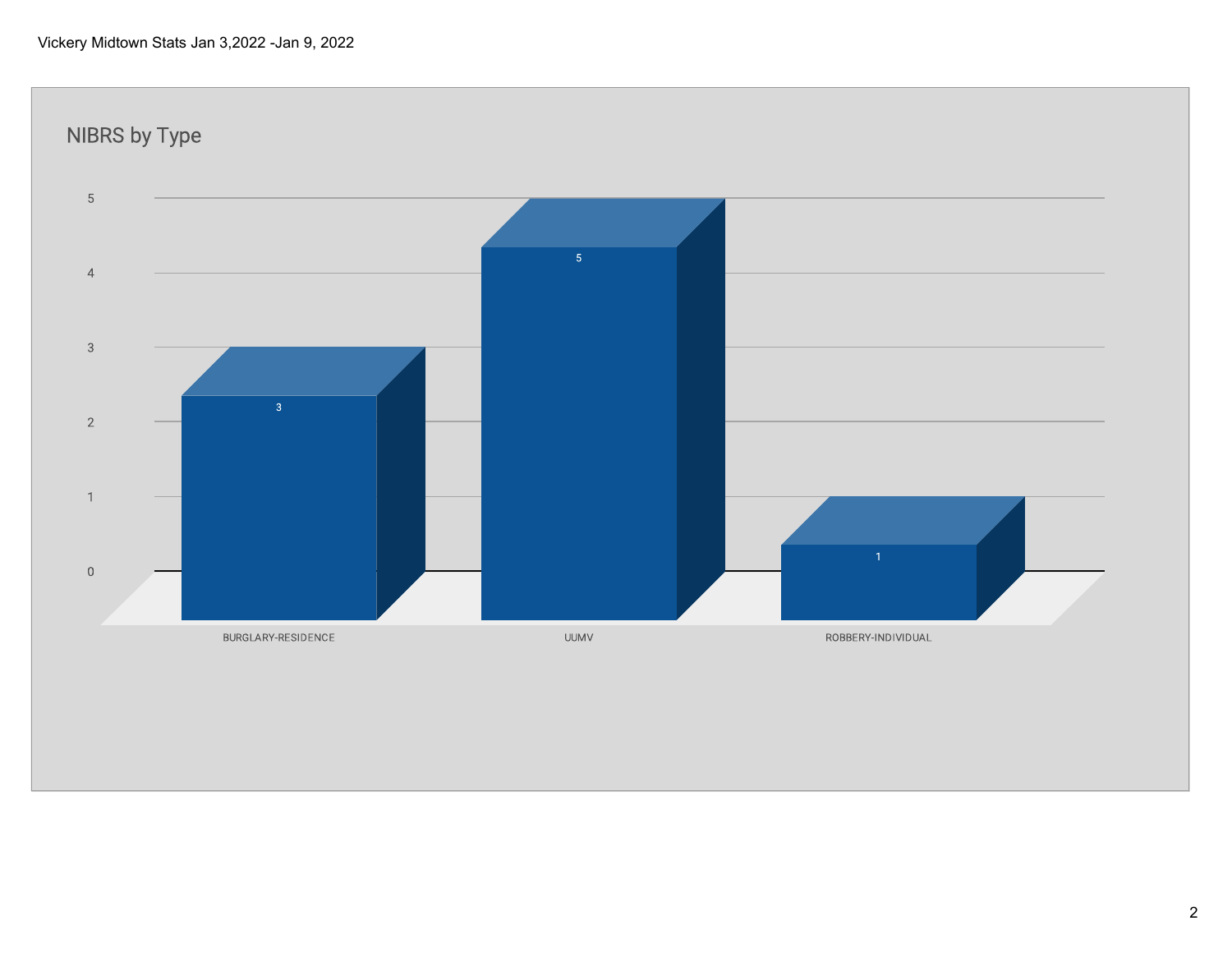Vickery Midtown Stats Jan 3,2022 -Jan 9, 2022

## NIBRS by Type

| Type | Count |
|---|---|
| BURGLARY-RESIDENCE | 3 |
| UUMV | 5 |
| ROBBERY-INDIVIDUAL | 1 |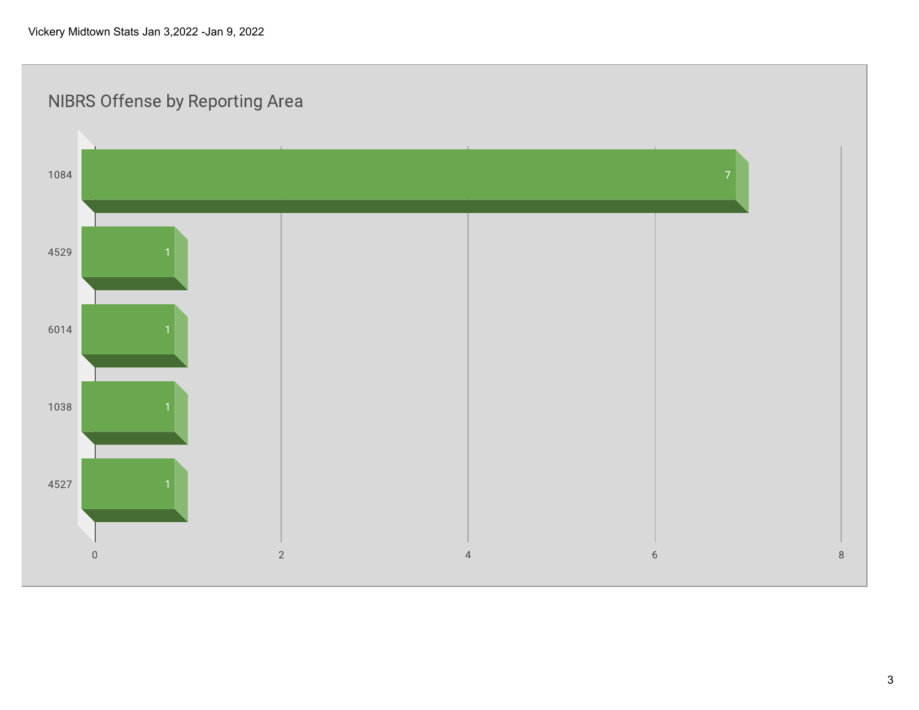Vickery Midtown Stats Jan 3,2022 -Jan 9, 2022

## NIBRS Offense by Reporting Area

| Reporting Area | Count |
|---|---|
| 1084 | 7 |
| 4529 | 1 |
| 6014 | 1 |
| 1038 | 1 |
| 4527 | 1 |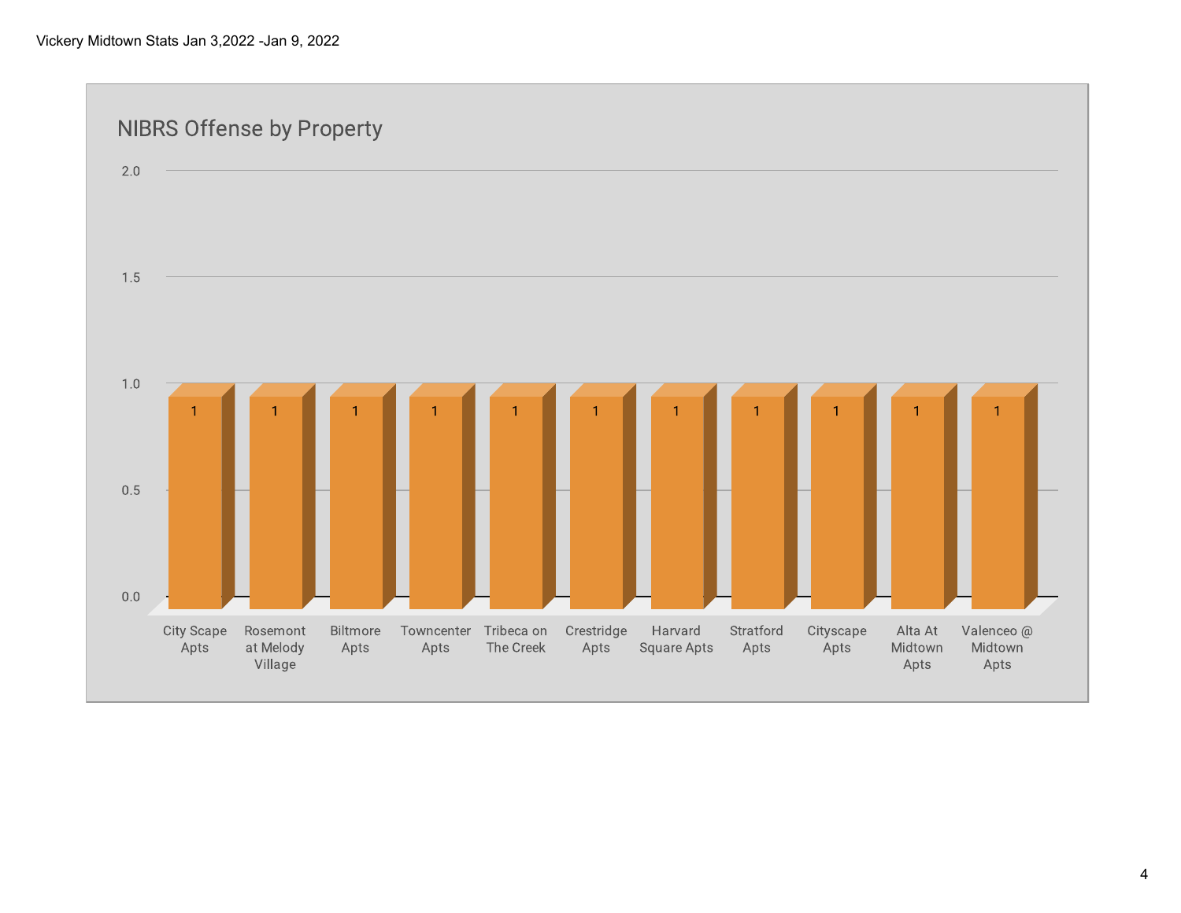Vickery Midtown Stats Jan 3,2022 -Jan 9, 2022

## NIBRS Offense by Property

| Property | NIBRS Offenses |
| --- | --- |
| City Scape Apts | 1 |
| Rosemont at Melody Village | 1 |
| Biltmore Apts | 1 |
| Towncenter Apts | 1 |
| Tribeca on The Creek | 1 |
| Crestridge Apts | 1 |
| Harvard Square Apts | 1 |
| Stratford Apts | 1 |
| Cityscape Apts | 1 |
| Alta At Midtown Apts | 1 |
| Valenceo @ Midtown Apts | 1 |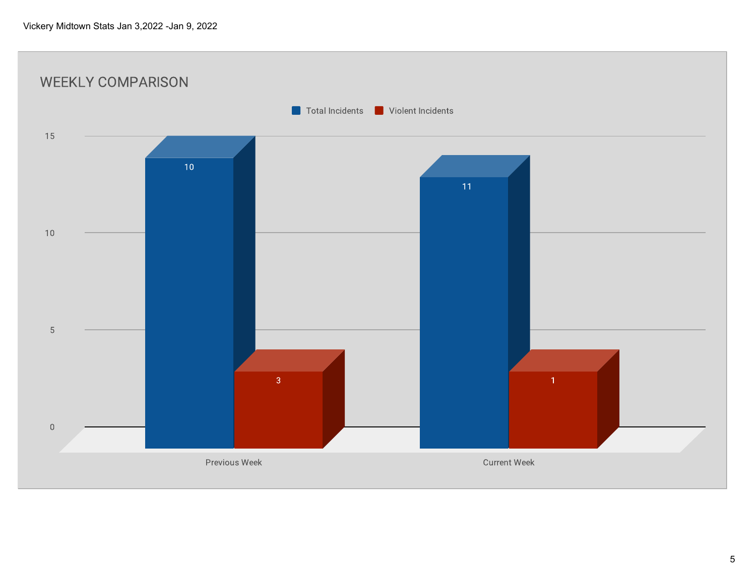Vickery Midtown Stats Jan 3,2022 -Jan 9, 2022

WEEKLY COMPARISON

Total Incidents
Violent Incidents

15
10
5
0

10
3
11
1

Previous Week
Current Week